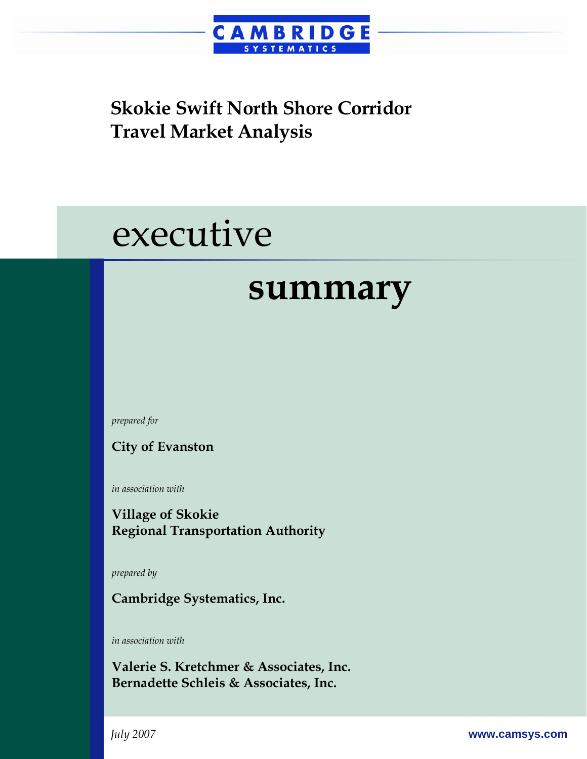# Skokie Swift North Shore Corridor Travel Market Analysis

# executive summary

*prepared for*

**City of Evanston**

*in association with*

**Village of Skokie**
**Regional Transportation Authority**

*prepared by*

**Cambridge Systematics, Inc.**

*in association with*

**Valerie S. Kretchmer & Associates, Inc.**
**Bernadette Schleis & Associates, Inc.**

*July 2007*

www.camsys.com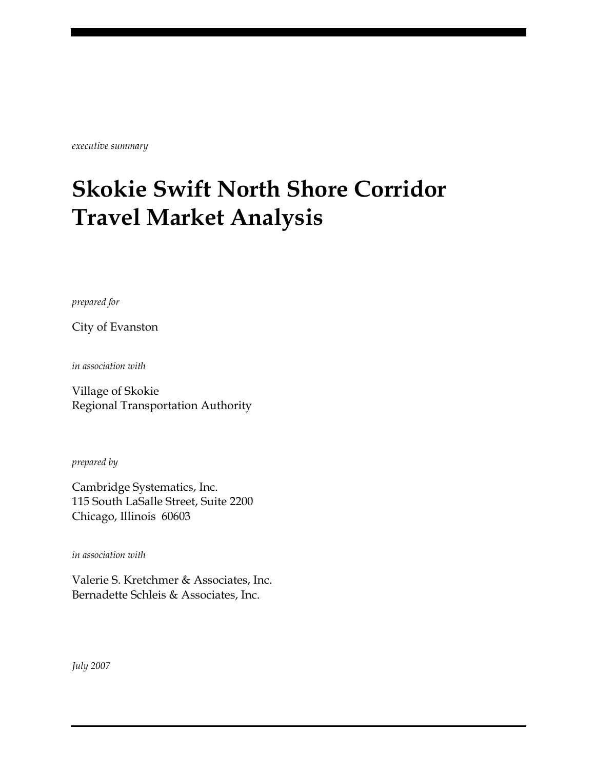*executive summary*

# Skokie Swift North Shore Corridor Travel Market Analysis

*prepared for*

City of Evanston

*in association with*

Village of Skokie
Regional Transportation Authority

*prepared by*

Cambridge Systematics, Inc.
115 South LaSalle Street, Suite 2200
Chicago, Illinois 60603

*in association with*

Valerie S. Kretchmer & Associates, Inc.
Bernadette Schleis & Associates, Inc.

*July 2007*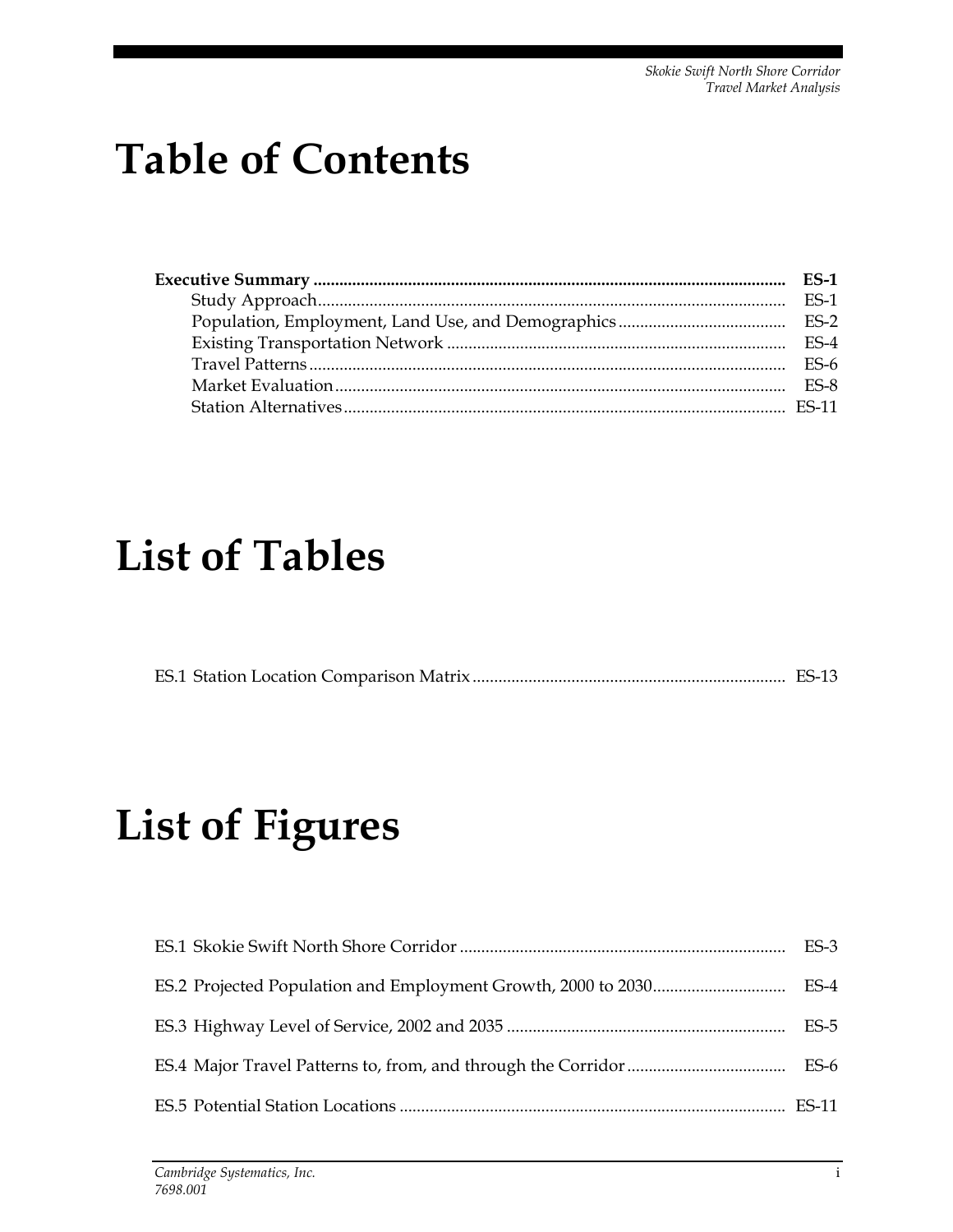# Table of Contents

**Executive Summary** ............................................................ **ES-1**

- Study Approach ............................................................ ES-1
- Population, Employment, Land Use, and Demographics ............................................................ ES-2
- Existing Transportation Network ............................................................ ES-4
- Travel Patterns ............................................................ ES-6
- Market Evaluation ............................................................ ES-8
- Station Alternatives ............................................................ ES-11

# List of Tables

ES.1 Station Location Comparison Matrix ............................................................ ES-13

# List of Figures

ES.1 Skokie Swift North Shore Corridor ............................................................ ES-3

ES.2 Projected Population and Employment Growth, 2000 to 2030 ............................................................ ES-4

ES.3 Highway Level of Service, 2002 and 2035 ............................................................ ES-5

ES.4 Major Travel Patterns to, from, and through the Corridor ............................................................ ES-6

ES.5 Potential Station Locations ............................................................ ES-11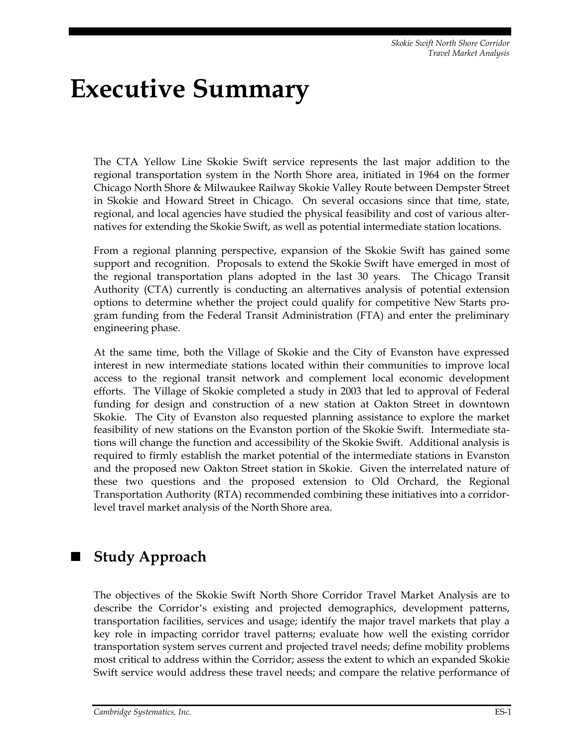# Executive Summary

The CTA Yellow Line Skokie Swift service represents the last major addition to the regional transportation system in the North Shore area, initiated in 1964 on the former Chicago North Shore & Milwaukee Railway Skokie Valley Route between Dempster Street in Skokie and Howard Street in Chicago. On several occasions since that time, state, regional, and local agencies have studied the physical feasibility and cost of various alternatives for extending the Skokie Swift, as well as potential intermediate station locations.

From a regional planning perspective, expansion of the Skokie Swift has gained some support and recognition. Proposals to extend the Skokie Swift have emerged in most of the regional transportation plans adopted in the last 30 years. The Chicago Transit Authority (CTA) currently is conducting an alternatives analysis of potential extension options to determine whether the project could qualify for competitive New Starts program funding from the Federal Transit Administration (FTA) and enter the preliminary engineering phase.

At the same time, both the Village of Skokie and the City of Evanston have expressed interest in new intermediate stations located within their communities to improve local access to the regional transit network and complement local economic development efforts. The Village of Skokie completed a study in 2003 that led to approval of Federal funding for design and construction of a new station at Oakton Street in downtown Skokie. The City of Evanston also requested planning assistance to explore the market feasibility of new stations on the Evanston portion of the Skokie Swift. Intermediate stations will change the function and accessibility of the Skokie Swift. Additional analysis is required to firmly establish the market potential of the intermediate stations in Evanston and the proposed new Oakton Street station in Skokie. Given the interrelated nature of these two questions and the proposed extension to Old Orchard, the Regional Transportation Authority (RTA) recommended combining these initiatives into a corridor-level travel market analysis of the North Shore area.

## Study Approach

The objectives of the Skokie Swift North Shore Corridor Travel Market Analysis are to describe the Corridor's existing and projected demographics, development patterns, transportation facilities, services and usage; identify the major travel markets that play a key role in impacting corridor travel patterns; evaluate how well the existing corridor transportation system serves current and projected travel needs; define mobility problems most critical to address within the Corridor; assess the extent to which an expanded Skokie Swift service would address these travel needs; and compare the relative performance of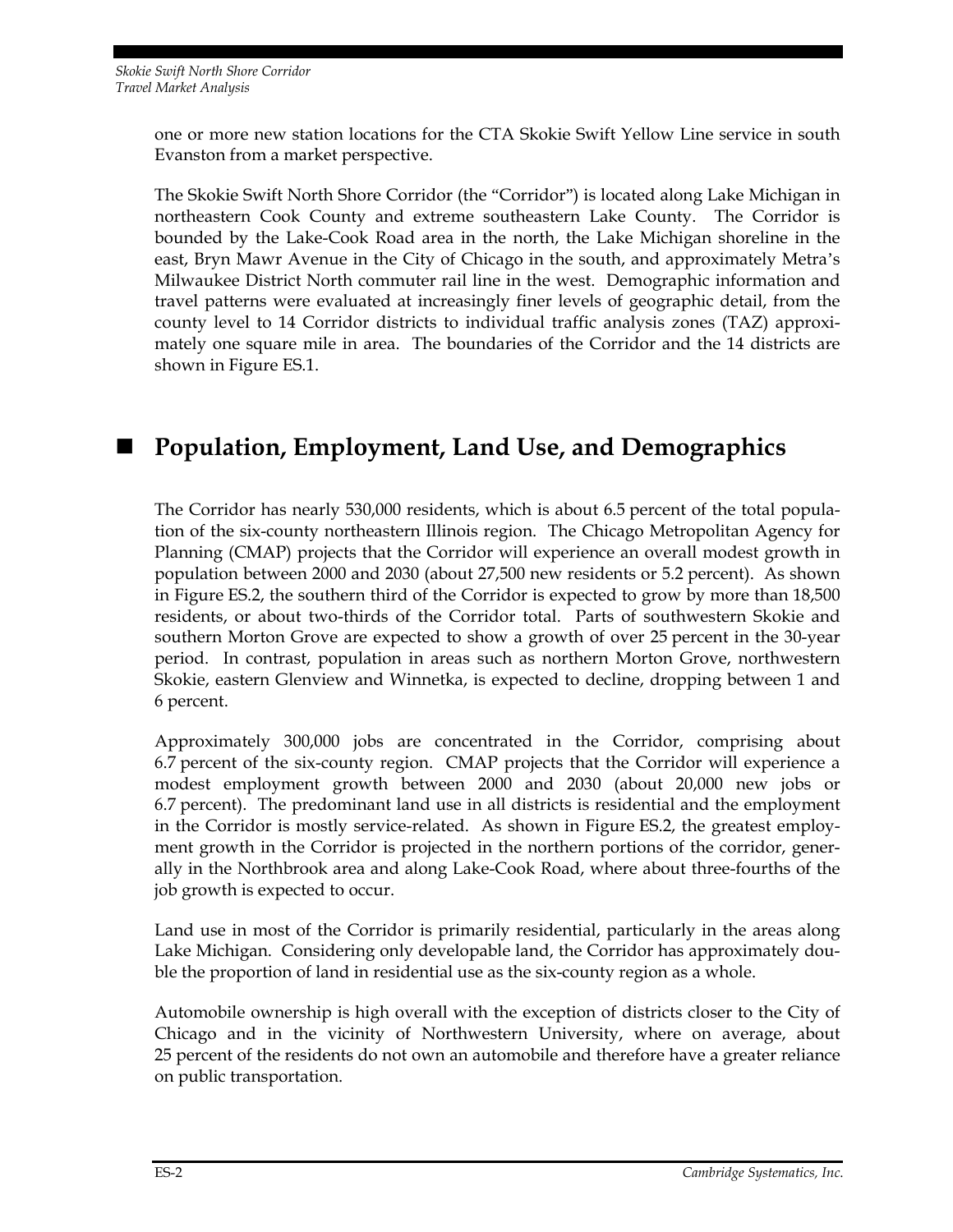one or more new station locations for the CTA Skokie Swift Yellow Line service in south Evanston from a market perspective.

The Skokie Swift North Shore Corridor (the "Corridor") is located along Lake Michigan in northeastern Cook County and extreme southeastern Lake County. The Corridor is bounded by the Lake-Cook Road area in the north, the Lake Michigan shoreline in the east, Bryn Mawr Avenue in the City of Chicago in the south, and approximately Metra's Milwaukee District North commuter rail line in the west. Demographic information and travel patterns were evaluated at increasingly finer levels of geographic detail, from the county level to 14 Corridor districts to individual traffic analysis zones (TAZ) approximately one square mile in area. The boundaries of the Corridor and the 14 districts are shown in Figure ES.1.

## Population, Employment, Land Use, and Demographics

The Corridor has nearly 530,000 residents, which is about 6.5 percent of the total population of the six-county northeastern Illinois region. The Chicago Metropolitan Agency for Planning (CMAP) projects that the Corridor will experience an overall modest growth in population between 2000 and 2030 (about 27,500 new residents or 5.2 percent). As shown in Figure ES.2, the southern third of the Corridor is expected to grow by more than 18,500 residents, or about two-thirds of the Corridor total. Parts of southwestern Skokie and southern Morton Grove are expected to show a growth of over 25 percent in the 30-year period. In contrast, population in areas such as northern Morton Grove, northwestern Skokie, eastern Glenview and Winnetka, is expected to decline, dropping between 1 and 6 percent.

Approximately 300,000 jobs are concentrated in the Corridor, comprising about 6.7 percent of the six-county region. CMAP projects that the Corridor will experience a modest employment growth between 2000 and 2030 (about 20,000 new jobs or 6.7 percent). The predominant land use in all districts is residential and the employment in the Corridor is mostly service-related. As shown in Figure ES.2, the greatest employment growth in the Corridor is projected in the northern portions of the corridor, generally in the Northbrook area and along Lake-Cook Road, where about three-fourths of the job growth is expected to occur.

Land use in most of the Corridor is primarily residential, particularly in the areas along Lake Michigan. Considering only developable land, the Corridor has approximately double the proportion of land in residential use as the six-county region as a whole.

Automobile ownership is high overall with the exception of districts closer to the City of Chicago and in the vicinity of Northwestern University, where on average, about 25 percent of the residents do not own an automobile and therefore have a greater reliance on public transportation.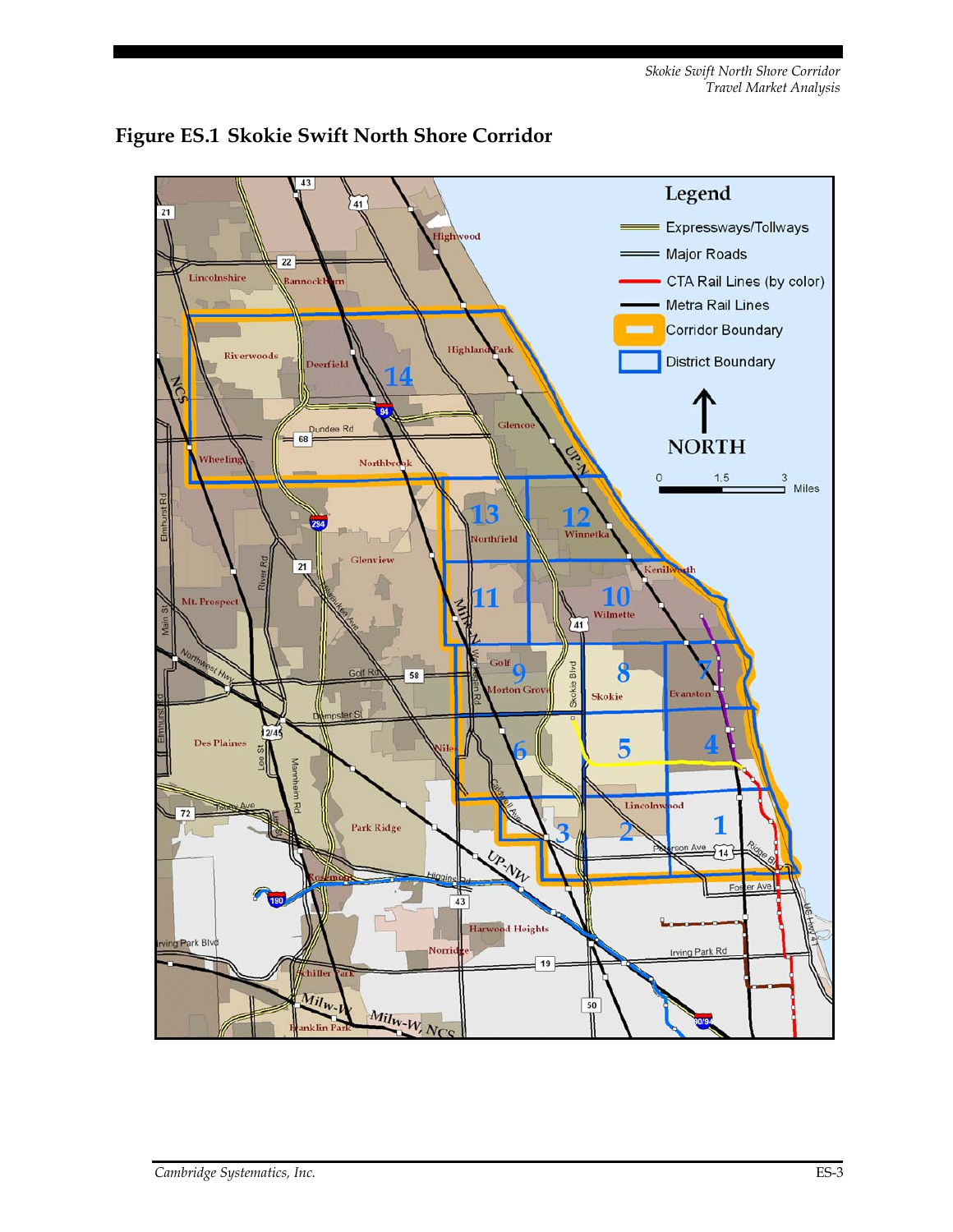# Figure ES.1 Skokie Swift North Shore Corridor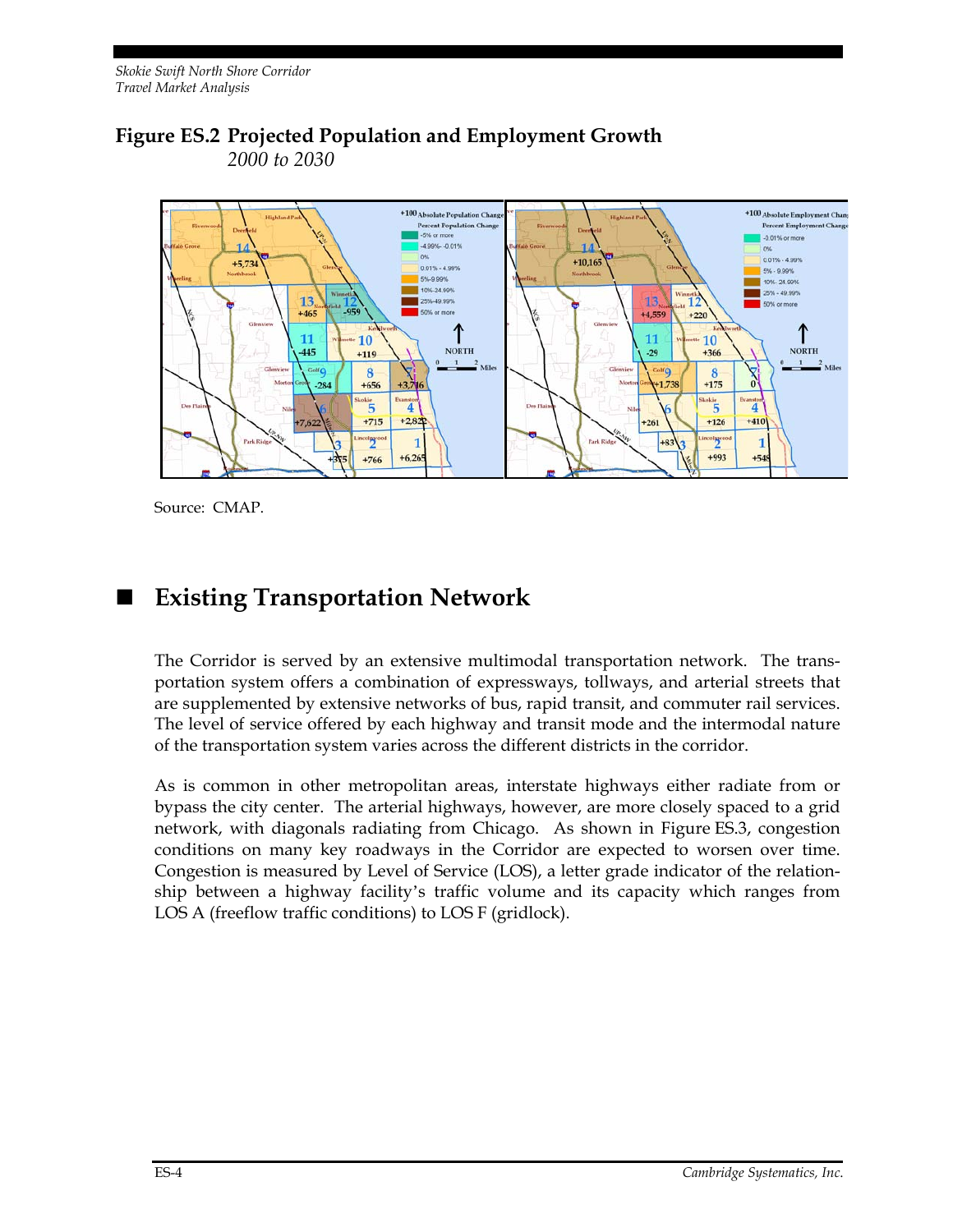# Figure ES.2 Projected Population and Employment Growth
*2000 to 2030*

Source: CMAP.

## Existing Transportation Network

The Corridor is served by an extensive multimodal transportation network. The transportation system offers a combination of expressways, tollways, and arterial streets that are supplemented by extensive networks of bus, rapid transit, and commuter rail services. The level of service offered by each highway and transit mode and the intermodal nature of the transportation system varies across the different districts in the corridor.

As is common in other metropolitan areas, interstate highways either radiate from or bypass the city center. The arterial highways, however, are more closely spaced to a grid network, with diagonals radiating from Chicago. As shown in Figure ES.3, congestion conditions on many key roadways in the Corridor are expected to worsen over time. Congestion is measured by Level of Service (LOS), a letter grade indicator of the relationship between a highway facility's traffic volume and its capacity which ranges from LOS A (freeflow traffic conditions) to LOS F (gridlock).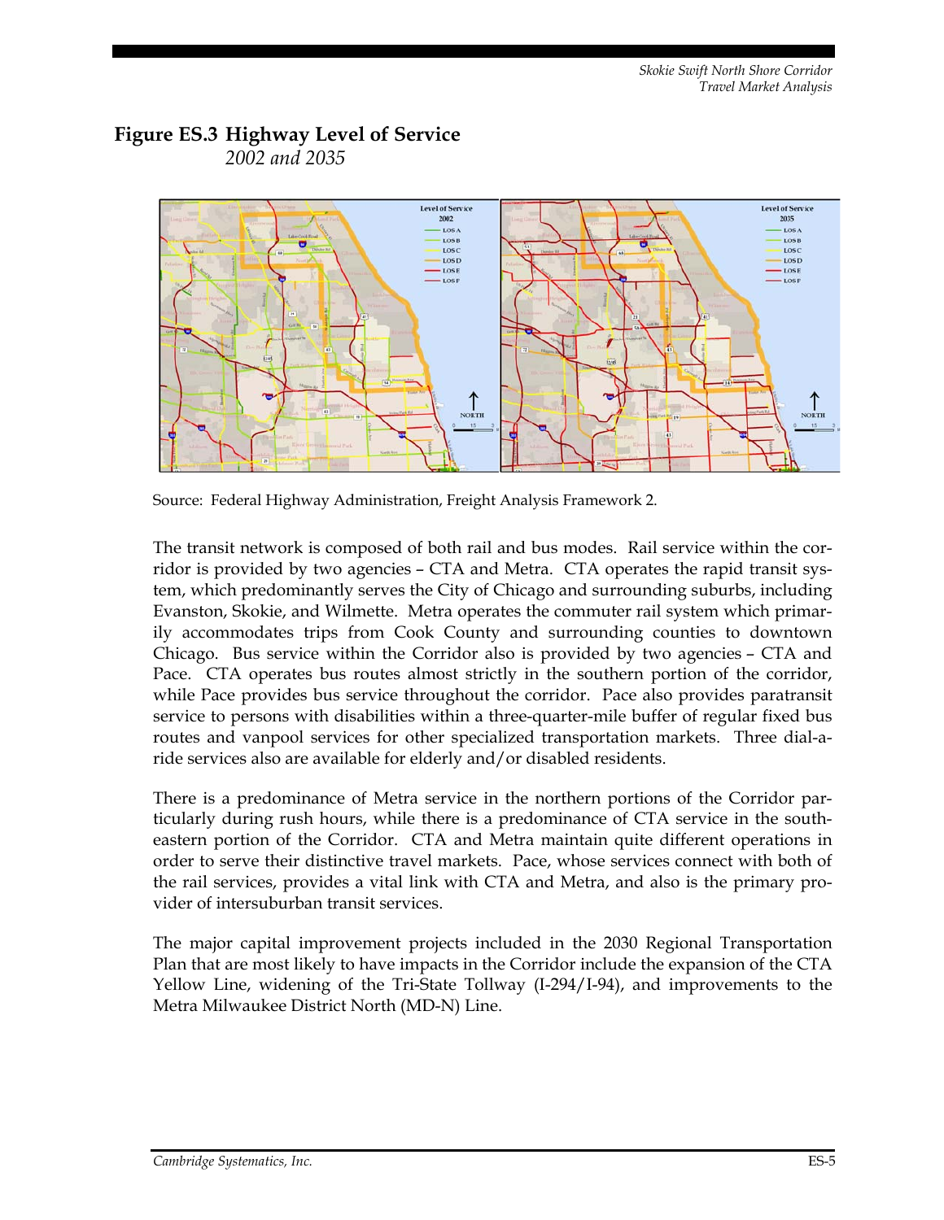## Figure ES.3 Highway Level of Service

*2002 and 2035*

Source: Federal Highway Administration, Freight Analysis Framework 2.

The transit network is composed of both rail and bus modes. Rail service within the corridor is provided by two agencies – CTA and Metra. CTA operates the rapid transit system, which predominantly serves the City of Chicago and surrounding suburbs, including Evanston, Skokie, and Wilmette. Metra operates the commuter rail system which primarily accommodates trips from Cook County and surrounding counties to downtown Chicago. Bus service within the Corridor also is provided by two agencies – CTA and Pace. CTA operates bus routes almost strictly in the southern portion of the corridor, while Pace provides bus service throughout the corridor. Pace also provides paratransit service to persons with disabilities within a three-quarter-mile buffer of regular fixed bus routes and vanpool services for other specialized transportation markets. Three dial-a-ride services also are available for elderly and/or disabled residents.

There is a predominance of Metra service in the northern portions of the Corridor particularly during rush hours, while there is a predominance of CTA service in the southeastern portion of the Corridor. CTA and Metra maintain quite different operations in order to serve their distinctive travel markets. Pace, whose services connect with both of the rail services, provides a vital link with CTA and Metra, and also is the primary provider of intersuburban transit services.

The major capital improvement projects included in the 2030 Regional Transportation Plan that are most likely to have impacts in the Corridor include the expansion of the CTA Yellow Line, widening of the Tri-State Tollway (I-294/I-94), and improvements to the Metra Milwaukee District North (MD-N) Line.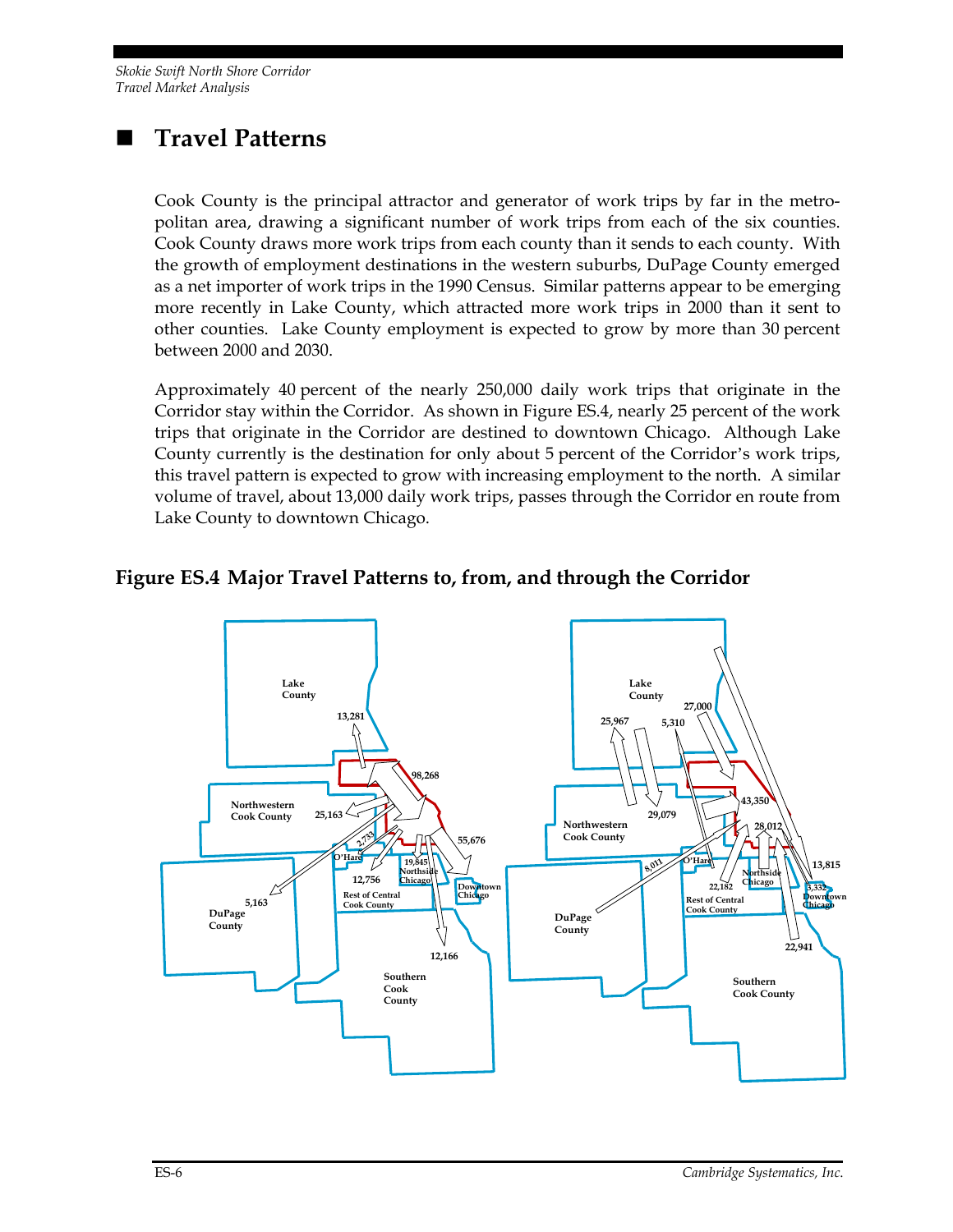# Travel Patterns

Cook County is the principal attractor and generator of work trips by far in the metropolitan area, drawing a significant number of work trips from each of the six counties. Cook County draws more work trips from each county than it sends to each county. With the growth of employment destinations in the western suburbs, DuPage County emerged as a net importer of work trips in the 1990 Census. Similar patterns appear to be emerging more recently in Lake County, which attracted more work trips in 2000 than it sent to other counties. Lake County employment is expected to grow by more than 30 percent between 2000 and 2030.

Approximately 40 percent of the nearly 250,000 daily work trips that originate in the Corridor stay within the Corridor. As shown in Figure ES.4, nearly 25 percent of the work trips that originate in the Corridor are destined to downtown Chicago. Although Lake County currently is the destination for only about 5 percent of the Corridor's work trips, this travel pattern is expected to grow with increasing employment to the north. A similar volume of travel, about 13,000 daily work trips, passes through the Corridor en route from Lake County to downtown Chicago.

## Figure ES.4 Major Travel Patterns to, from, and through the Corridor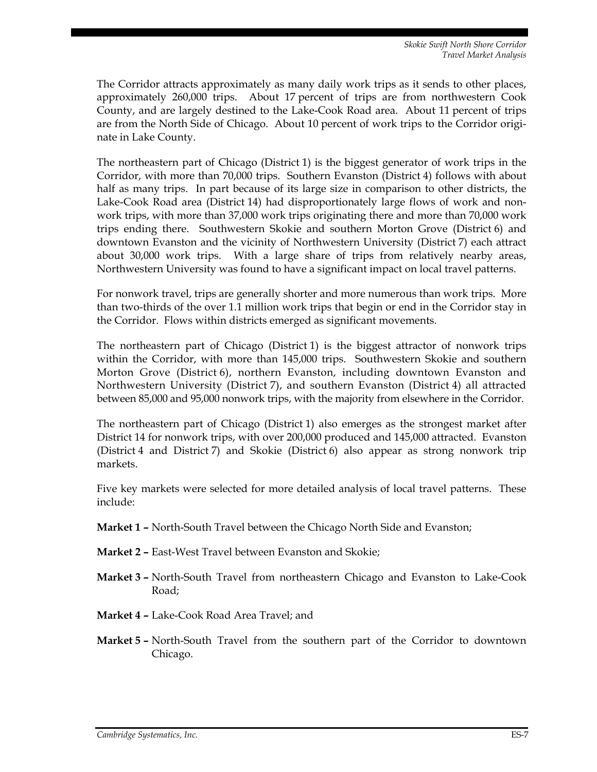The Corridor attracts approximately as many daily work trips as it sends to other places, approximately 260,000 trips. About 17 percent of trips are from northwestern Cook County, and are largely destined to the Lake-Cook Road area. About 11 percent of trips are from the North Side of Chicago. About 10 percent of work trips to the Corridor originate in Lake County.

The northeastern part of Chicago (District 1) is the biggest generator of work trips in the Corridor, with more than 70,000 trips. Southern Evanston (District 4) follows with about half as many trips. In part because of its large size in comparison to other districts, the Lake-Cook Road area (District 14) had disproportionately large flows of work and nonwork trips, with more than 37,000 work trips originating there and more than 70,000 work trips ending there. Southwestern Skokie and southern Morton Grove (District 6) and downtown Evanston and the vicinity of Northwestern University (District 7) each attract about 30,000 work trips. With a large share of trips from relatively nearby areas, Northwestern University was found to have a significant impact on local travel patterns.

For nonwork travel, trips are generally shorter and more numerous than work trips. More than two-thirds of the over 1.1 million work trips that begin or end in the Corridor stay in the Corridor. Flows within districts emerged as significant movements.

The northeastern part of Chicago (District 1) is the biggest attractor of nonwork trips within the Corridor, with more than 145,000 trips. Southwestern Skokie and southern Morton Grove (District 6), northern Evanston, including downtown Evanston and Northwestern University (District 7), and southern Evanston (District 4) all attracted between 85,000 and 95,000 nonwork trips, with the majority from elsewhere in the Corridor.

The northeastern part of Chicago (District 1) also emerges as the strongest market after District 14 for nonwork trips, with over 200,000 produced and 145,000 attracted. Evanston (District 4 and District 7) and Skokie (District 6) also appear as strong nonwork trip markets.

Five key markets were selected for more detailed analysis of local travel patterns. These include:

**Market 1 –** North-South Travel between the Chicago North Side and Evanston;

**Market 2 –** East-West Travel between Evanston and Skokie;

**Market 3 –** North-South Travel from northeastern Chicago and Evanston to Lake-Cook Road;

**Market 4 –** Lake-Cook Road Area Travel; and

**Market 5 –** North-South Travel from the southern part of the Corridor to downtown Chicago.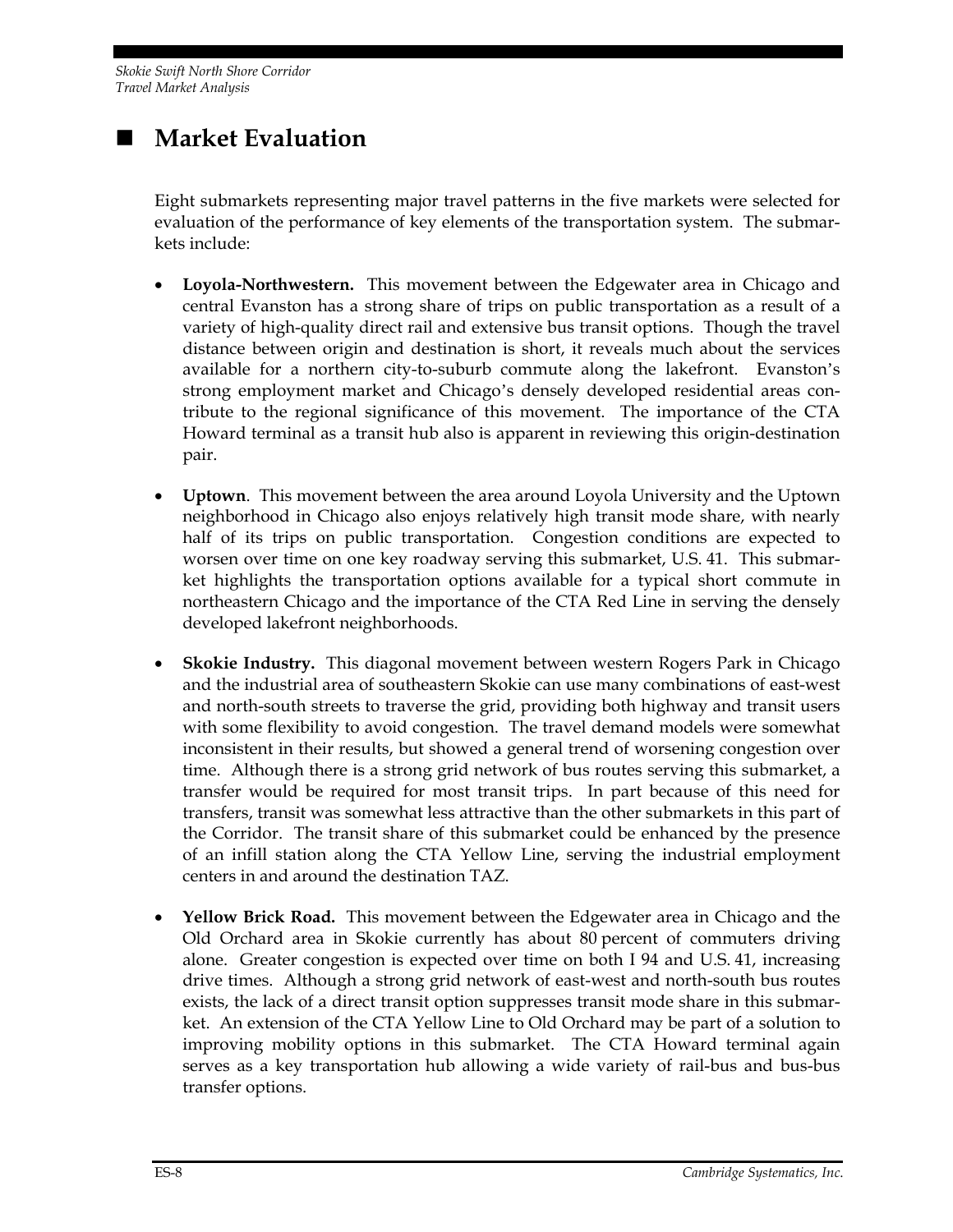## ■ Market Evaluation

Eight submarkets representing major travel patterns in the five markets were selected for evaluation of the performance of key elements of the transportation system. The submarkets include:

- **Loyola-Northwestern.** This movement between the Edgewater area in Chicago and central Evanston has a strong share of trips on public transportation as a result of a variety of high-quality direct rail and extensive bus transit options. Though the travel distance between origin and destination is short, it reveals much about the services available for a northern city-to-suburb commute along the lakefront. Evanston's strong employment market and Chicago's densely developed residential areas contribute to the regional significance of this movement. The importance of the CTA Howard terminal as a transit hub also is apparent in reviewing this origin-destination pair.
- **Uptown**. This movement between the area around Loyola University and the Uptown neighborhood in Chicago also enjoys relatively high transit mode share, with nearly half of its trips on public transportation. Congestion conditions are expected to worsen over time on one key roadway serving this submarket, U.S. 41. This submarket highlights the transportation options available for a typical short commute in northeastern Chicago and the importance of the CTA Red Line in serving the densely developed lakefront neighborhoods.
- **Skokie Industry.** This diagonal movement between western Rogers Park in Chicago and the industrial area of southeastern Skokie can use many combinations of east-west and north-south streets to traverse the grid, providing both highway and transit users with some flexibility to avoid congestion. The travel demand models were somewhat inconsistent in their results, but showed a general trend of worsening congestion over time. Although there is a strong grid network of bus routes serving this submarket, a transfer would be required for most transit trips. In part because of this need for transfers, transit was somewhat less attractive than the other submarkets in this part of the Corridor. The transit share of this submarket could be enhanced by the presence of an infill station along the CTA Yellow Line, serving the industrial employment centers in and around the destination TAZ.
- **Yellow Brick Road.** This movement between the Edgewater area in Chicago and the Old Orchard area in Skokie currently has about 80 percent of commuters driving alone. Greater congestion is expected over time on both I 94 and U.S. 41, increasing drive times. Although a strong grid network of east-west and north-south bus routes exists, the lack of a direct transit option suppresses transit mode share in this submarket. An extension of the CTA Yellow Line to Old Orchard may be part of a solution to improving mobility options in this submarket. The CTA Howard terminal again serves as a key transportation hub allowing a wide variety of rail-bus and bus-bus transfer options.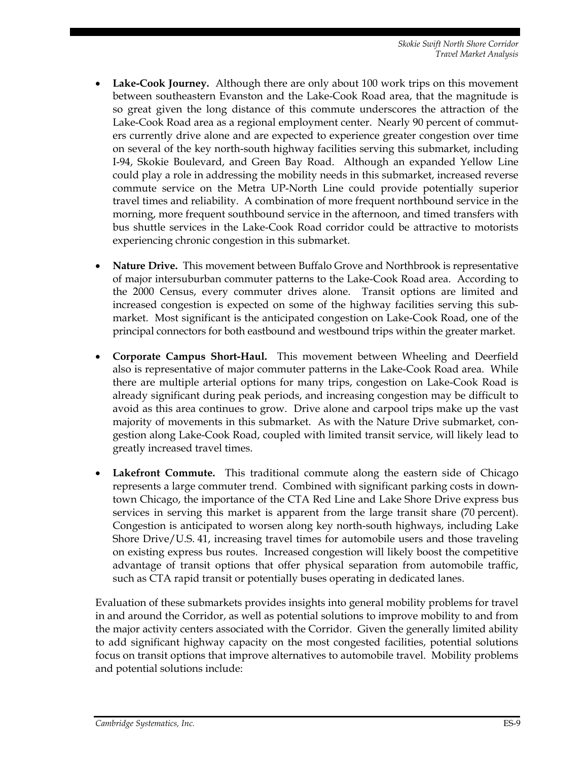- **Lake-Cook Journey.** Although there are only about 100 work trips on this movement between southeastern Evanston and the Lake-Cook Road area, that the magnitude is so great given the long distance of this commute underscores the attraction of the Lake-Cook Road area as a regional employment center. Nearly 90 percent of commuters currently drive alone and are expected to experience greater congestion over time on several of the key north-south highway facilities serving this submarket, including I-94, Skokie Boulevard, and Green Bay Road. Although an expanded Yellow Line could play a role in addressing the mobility needs in this submarket, increased reverse commute service on the Metra UP-North Line could provide potentially superior travel times and reliability. A combination of more frequent northbound service in the morning, more frequent southbound service in the afternoon, and timed transfers with bus shuttle services in the Lake-Cook Road corridor could be attractive to motorists experiencing chronic congestion in this submarket.

- **Nature Drive.** This movement between Buffalo Grove and Northbrook is representative of major intersuburban commuter patterns to the Lake-Cook Road area. According to the 2000 Census, every commuter drives alone. Transit options are limited and increased congestion is expected on some of the highway facilities serving this submarket. Most significant is the anticipated congestion on Lake-Cook Road, one of the principal connectors for both eastbound and westbound trips within the greater market.

- **Corporate Campus Short-Haul.** This movement between Wheeling and Deerfield also is representative of major commuter patterns in the Lake-Cook Road area. While there are multiple arterial options for many trips, congestion on Lake-Cook Road is already significant during peak periods, and increasing congestion may be difficult to avoid as this area continues to grow. Drive alone and carpool trips make up the vast majority of movements in this submarket. As with the Nature Drive submarket, congestion along Lake-Cook Road, coupled with limited transit service, will likely lead to greatly increased travel times.

- **Lakefront Commute.** This traditional commute along the eastern side of Chicago represents a large commuter trend. Combined with significant parking costs in downtown Chicago, the importance of the CTA Red Line and Lake Shore Drive express bus services in serving this market is apparent from the large transit share (70 percent). Congestion is anticipated to worsen along key north-south highways, including Lake Shore Drive/U.S. 41, increasing travel times for automobile users and those traveling on existing express bus routes. Increased congestion will likely boost the competitive advantage of transit options that offer physical separation from automobile traffic, such as CTA rapid transit or potentially buses operating in dedicated lanes.

Evaluation of these submarkets provides insights into general mobility problems for travel in and around the Corridor, as well as potential solutions to improve mobility to and from the major activity centers associated with the Corridor. Given the generally limited ability to add significant highway capacity on the most congested facilities, potential solutions focus on transit options that improve alternatives to automobile travel. Mobility problems and potential solutions include: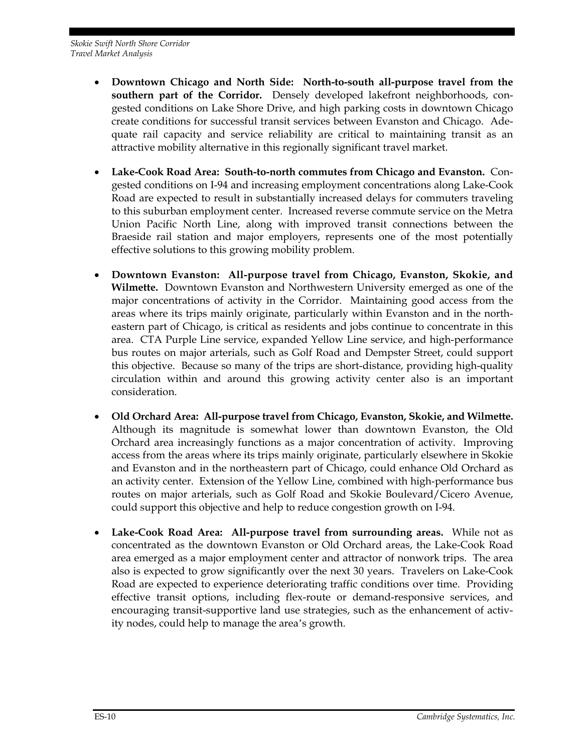- **Downtown Chicago and North Side: North-to-south all-purpose travel from the southern part of the Corridor.** Densely developed lakefront neighborhoods, congested conditions on Lake Shore Drive, and high parking costs in downtown Chicago create conditions for successful transit services between Evanston and Chicago. Adequate rail capacity and service reliability are critical to maintaining transit as an attractive mobility alternative in this regionally significant travel market.

- **Lake-Cook Road Area: South-to-north commutes from Chicago and Evanston.** Congested conditions on I-94 and increasing employment concentrations along Lake-Cook Road are expected to result in substantially increased delays for commuters traveling to this suburban employment center. Increased reverse commute service on the Metra Union Pacific North Line, along with improved transit connections between the Braeside rail station and major employers, represents one of the most potentially effective solutions to this growing mobility problem.

- **Downtown Evanston: All-purpose travel from Chicago, Evanston, Skokie, and Wilmette.** Downtown Evanston and Northwestern University emerged as one of the major concentrations of activity in the Corridor. Maintaining good access from the areas where its trips mainly originate, particularly within Evanston and in the northeastern part of Chicago, is critical as residents and jobs continue to concentrate in this area. CTA Purple Line service, expanded Yellow Line service, and high-performance bus routes on major arterials, such as Golf Road and Dempster Street, could support this objective. Because so many of the trips are short-distance, providing high-quality circulation within and around this growing activity center also is an important consideration.

- **Old Orchard Area: All-purpose travel from Chicago, Evanston, Skokie, and Wilmette.** Although its magnitude is somewhat lower than downtown Evanston, the Old Orchard area increasingly functions as a major concentration of activity. Improving access from the areas where its trips mainly originate, particularly elsewhere in Skokie and Evanston and in the northeastern part of Chicago, could enhance Old Orchard as an activity center. Extension of the Yellow Line, combined with high-performance bus routes on major arterials, such as Golf Road and Skokie Boulevard/Cicero Avenue, could support this objective and help to reduce congestion growth on I-94.

- **Lake-Cook Road Area: All-purpose travel from surrounding areas.** While not as concentrated as the downtown Evanston or Old Orchard areas, the Lake-Cook Road area emerged as a major employment center and attractor of nonwork trips. The area also is expected to grow significantly over the next 30 years. Travelers on Lake-Cook Road are expected to experience deteriorating traffic conditions over time. Providing effective transit options, including flex-route or demand-responsive services, and encouraging transit-supportive land use strategies, such as the enhancement of activity nodes, could help to manage the area's growth.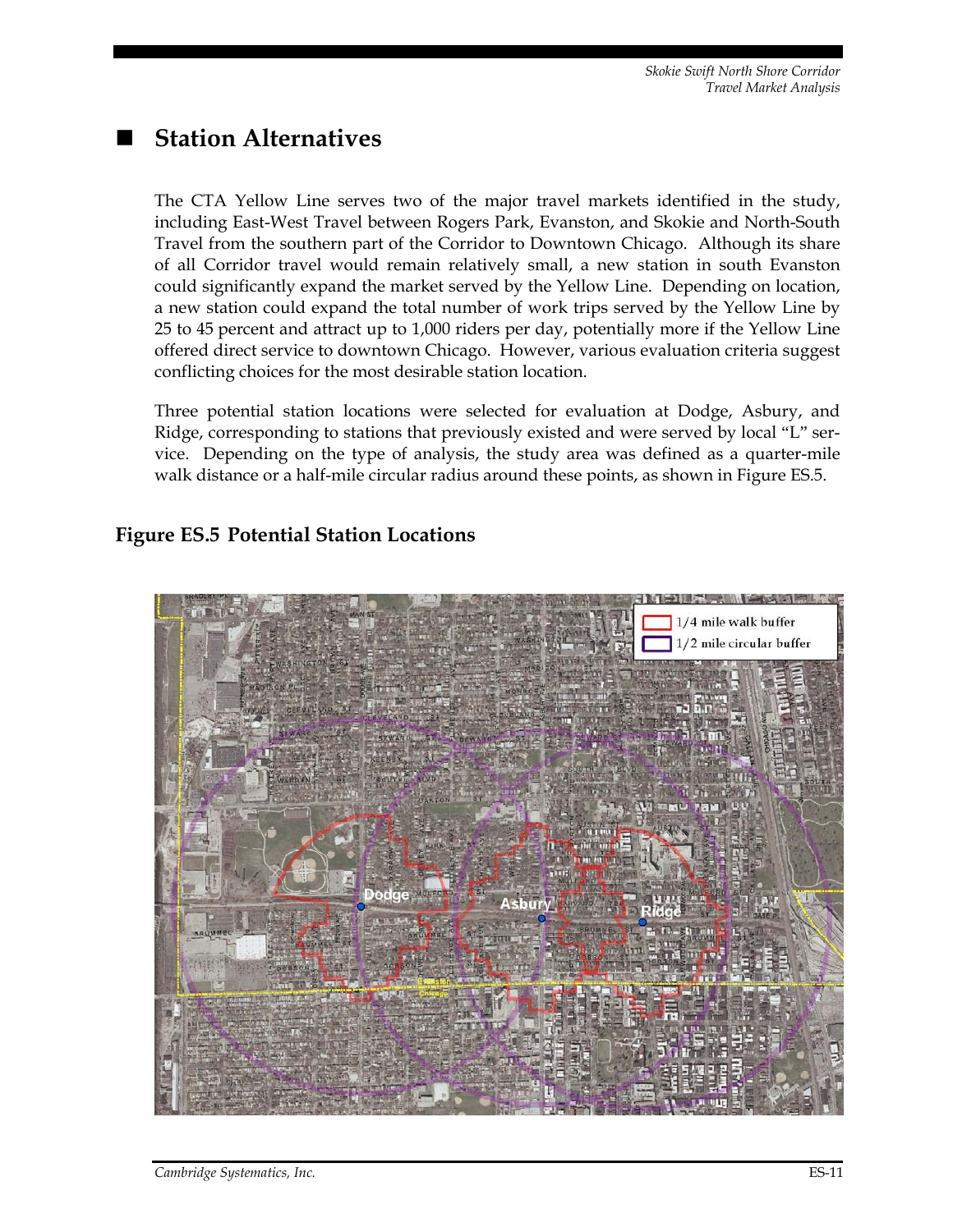## Station Alternatives

The CTA Yellow Line serves two of the major travel markets identified in the study, including East-West Travel between Rogers Park, Evanston, and Skokie and North-South Travel from the southern part of the Corridor to Downtown Chicago. Although its share of all Corridor travel would remain relatively small, a new station in south Evanston could significantly expand the market served by the Yellow Line. Depending on location, a new station could expand the total number of work trips served by the Yellow Line by 25 to 45 percent and attract up to 1,000 riders per day, potentially more if the Yellow Line offered direct service to downtown Chicago. However, various evaluation criteria suggest conflicting choices for the most desirable station location.

Three potential station locations were selected for evaluation at Dodge, Asbury, and Ridge, corresponding to stations that previously existed and were served by local "L" service. Depending on the type of analysis, the study area was defined as a quarter-mile walk distance or a half-mile circular radius around these points, as shown in Figure ES.5.

**Figure ES.5 Potential Station Locations**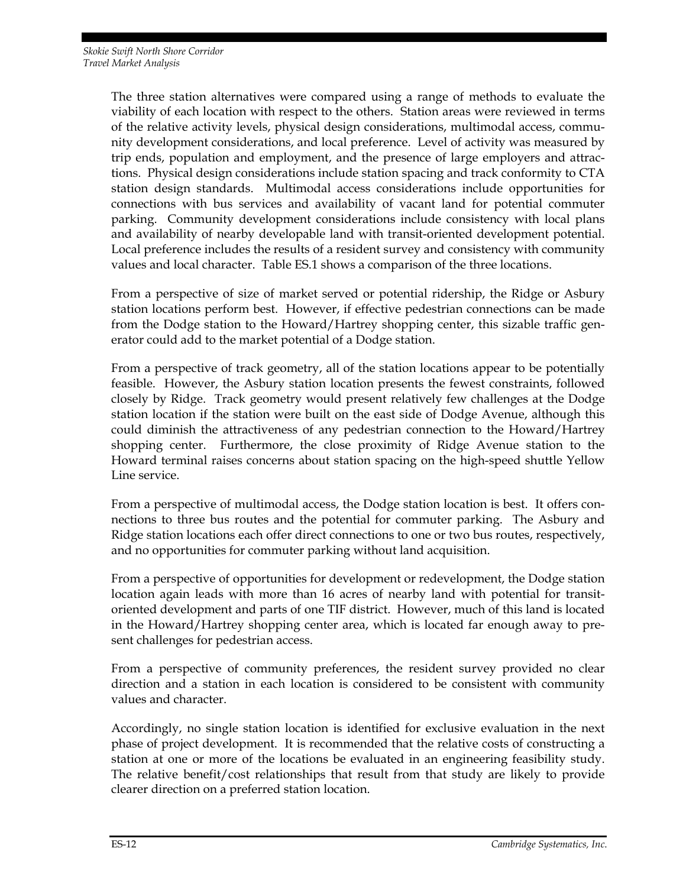The three station alternatives were compared using a range of methods to evaluate the viability of each location with respect to the others. Station areas were reviewed in terms of the relative activity levels, physical design considerations, multimodal access, community development considerations, and local preference. Level of activity was measured by trip ends, population and employment, and the presence of large employers and attractions. Physical design considerations include station spacing and track conformity to CTA station design standards. Multimodal access considerations include opportunities for connections with bus services and availability of vacant land for potential commuter parking. Community development considerations include consistency with local plans and availability of nearby developable land with transit-oriented development potential. Local preference includes the results of a resident survey and consistency with community values and local character. Table ES.1 shows a comparison of the three locations.

From a perspective of size of market served or potential ridership, the Ridge or Asbury station locations perform best. However, if effective pedestrian connections can be made from the Dodge station to the Howard/Hartrey shopping center, this sizable traffic generator could add to the market potential of a Dodge station.

From a perspective of track geometry, all of the station locations appear to be potentially feasible. However, the Asbury station location presents the fewest constraints, followed closely by Ridge. Track geometry would present relatively few challenges at the Dodge station location if the station were built on the east side of Dodge Avenue, although this could diminish the attractiveness of any pedestrian connection to the Howard/Hartrey shopping center. Furthermore, the close proximity of Ridge Avenue station to the Howard terminal raises concerns about station spacing on the high-speed shuttle Yellow Line service.

From a perspective of multimodal access, the Dodge station location is best. It offers connections to three bus routes and the potential for commuter parking. The Asbury and Ridge station locations each offer direct connections to one or two bus routes, respectively, and no opportunities for commuter parking without land acquisition.

From a perspective of opportunities for development or redevelopment, the Dodge station location again leads with more than 16 acres of nearby land with potential for transit-oriented development and parts of one TIF district. However, much of this land is located in the Howard/Hartrey shopping center area, which is located far enough away to present challenges for pedestrian access.

From a perspective of community preferences, the resident survey provided no clear direction and a station in each location is considered to be consistent with community values and character.

Accordingly, no single station location is identified for exclusive evaluation in the next phase of project development. It is recommended that the relative costs of constructing a station at one or more of the locations be evaluated in an engineering feasibility study. The relative benefit/cost relationships that result from that study are likely to provide clearer direction on a preferred station location.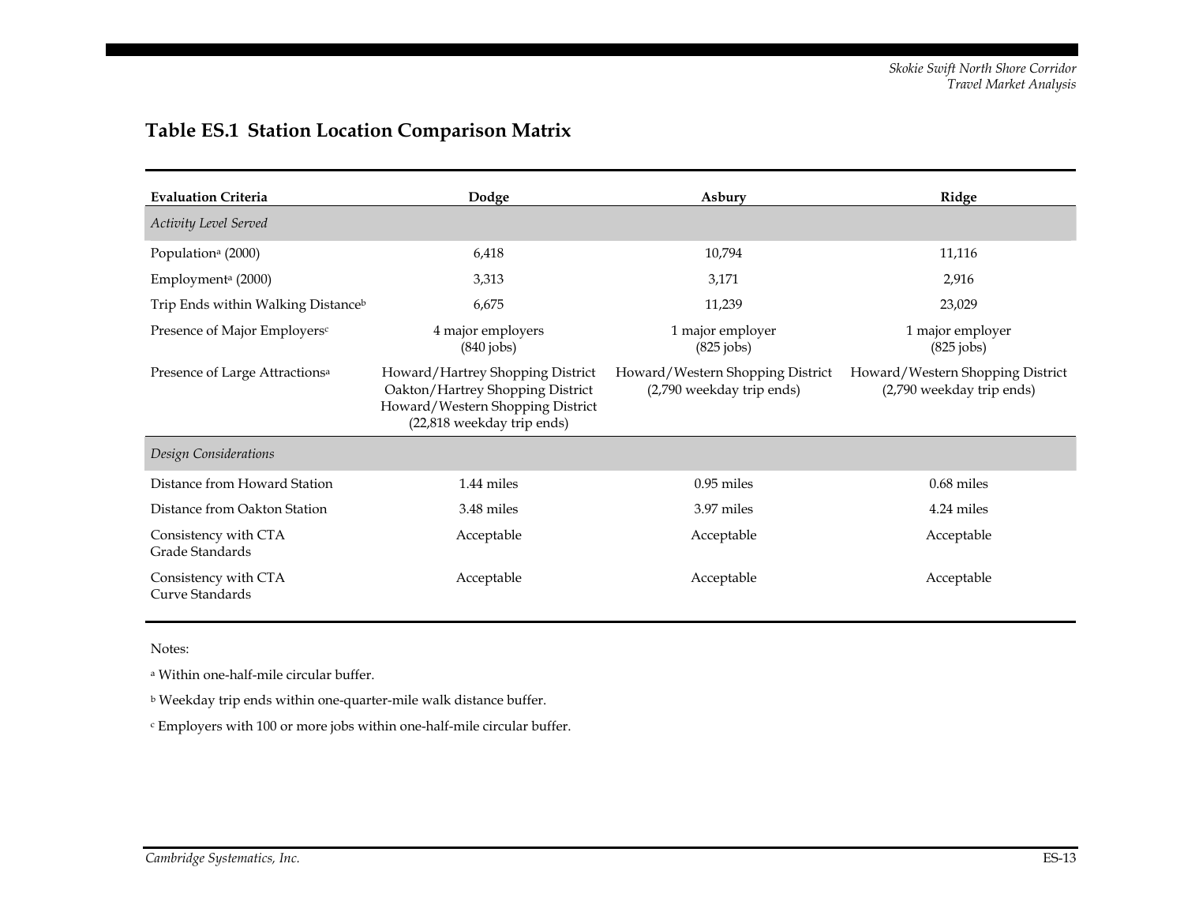## Table ES.1 Station Location Comparison Matrix

| Evaluation Criteria | Dodge | Asbury | Ridge |
|---|---|---|---|
| *Activity Level Served* | | | |
| Population[a] (2000) | 6,418 | 10,794 | 11,116 |
| Employment[a] (2000) | 3,313 | 3,171 | 2,916 |
| Trip Ends within Walking Distance[b] | 6,675 | 11,239 | 23,029 |
| Presence of Major Employers[c] | 4 major employers (840 jobs) | 1 major employer (825 jobs) | 1 major employer (825 jobs) |
| Presence of Large Attractions[a] | Howard/Hartrey Shopping District Oakton/Hartrey Shopping District Howard/Western Shopping District (22,818 weekday trip ends) | Howard/Western Shopping District (2,790 weekday trip ends) | Howard/Western Shopping District (2,790 weekday trip ends) |
| *Design Considerations* | | | |
| Distance from Howard Station | 1.44 miles | 0.95 miles | 0.68 miles |
| Distance from Oakton Station | 3.48 miles | 3.97 miles | 4.24 miles |
| Consistency with CTA Grade Standards | Acceptable | Acceptable | Acceptable |
| Consistency with CTA Curve Standards | Acceptable | Acceptable | Acceptable |

Notes:

[a] Within one-half-mile circular buffer.

[b] Weekday trip ends within one-quarter-mile walk distance buffer.

[c] Employers with 100 or more jobs within one-half-mile circular buffer.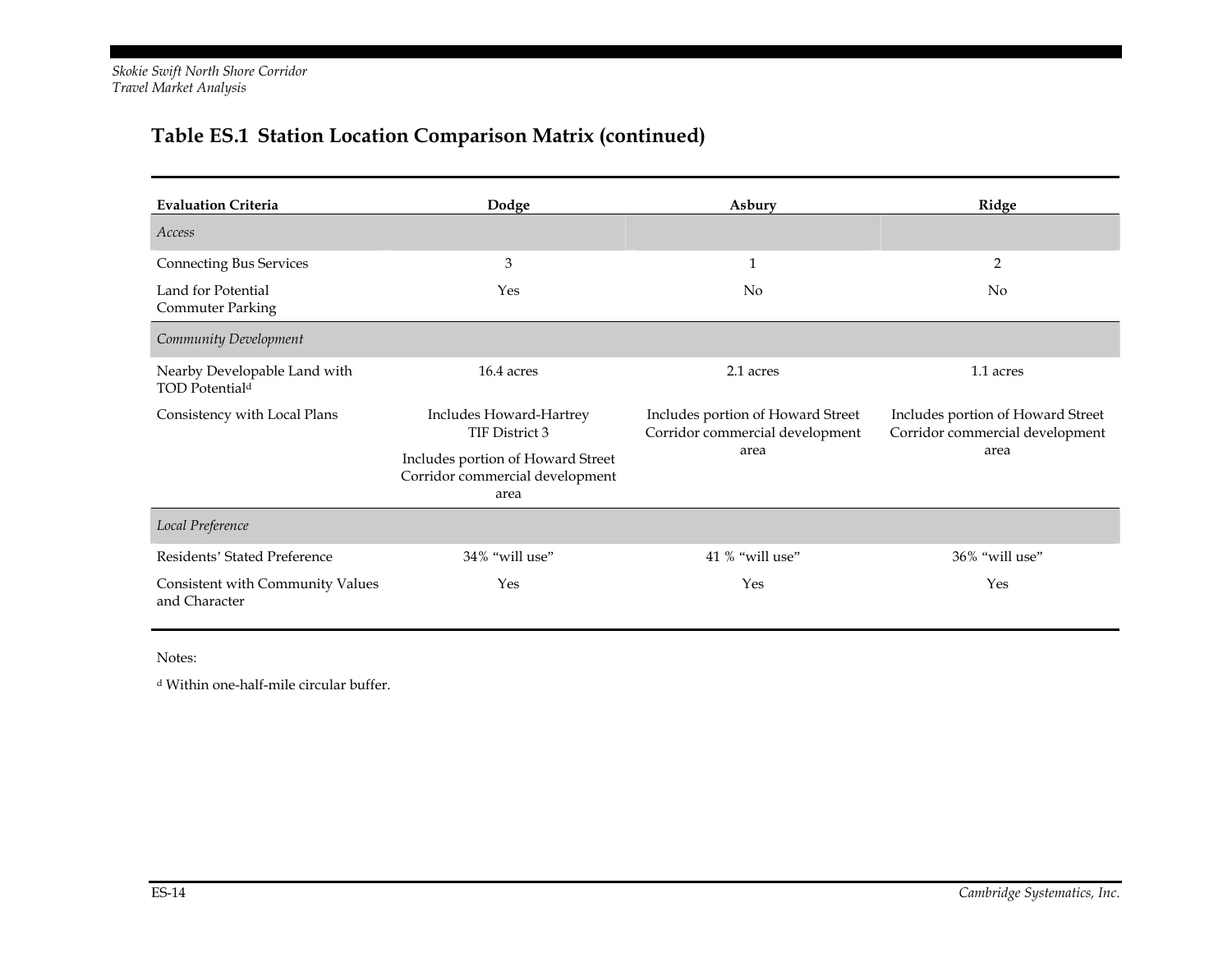## Table ES.1 Station Location Comparison Matrix (continued)

| Evaluation Criteria | Dodge | Asbury | Ridge |
|---|---|---|---|
| *Access* | | | |
| Connecting Bus Services | 3 | 1 | 2 |
| Land for Potential Commuter Parking | Yes | No | No |
| *Community Development* | | | |
| Nearby Developable Land with TOD Potential[d] | 16.4 acres | 2.1 acres | 1.1 acres |
| Consistency with Local Plans | Includes Howard-Hartrey TIF District 3<br><br>Includes portion of Howard Street Corridor commercial development area | Includes portion of Howard Street Corridor commercial development area | Includes portion of Howard Street Corridor commercial development area |
| *Local Preference* | | | |
| Residents' Stated Preference | 34% "will use" | 41 % "will use" | 36% "will use" |
| Consistent with Community Values and Character | Yes | Yes | Yes |

Notes:

[d] Within one-half-mile circular buffer.